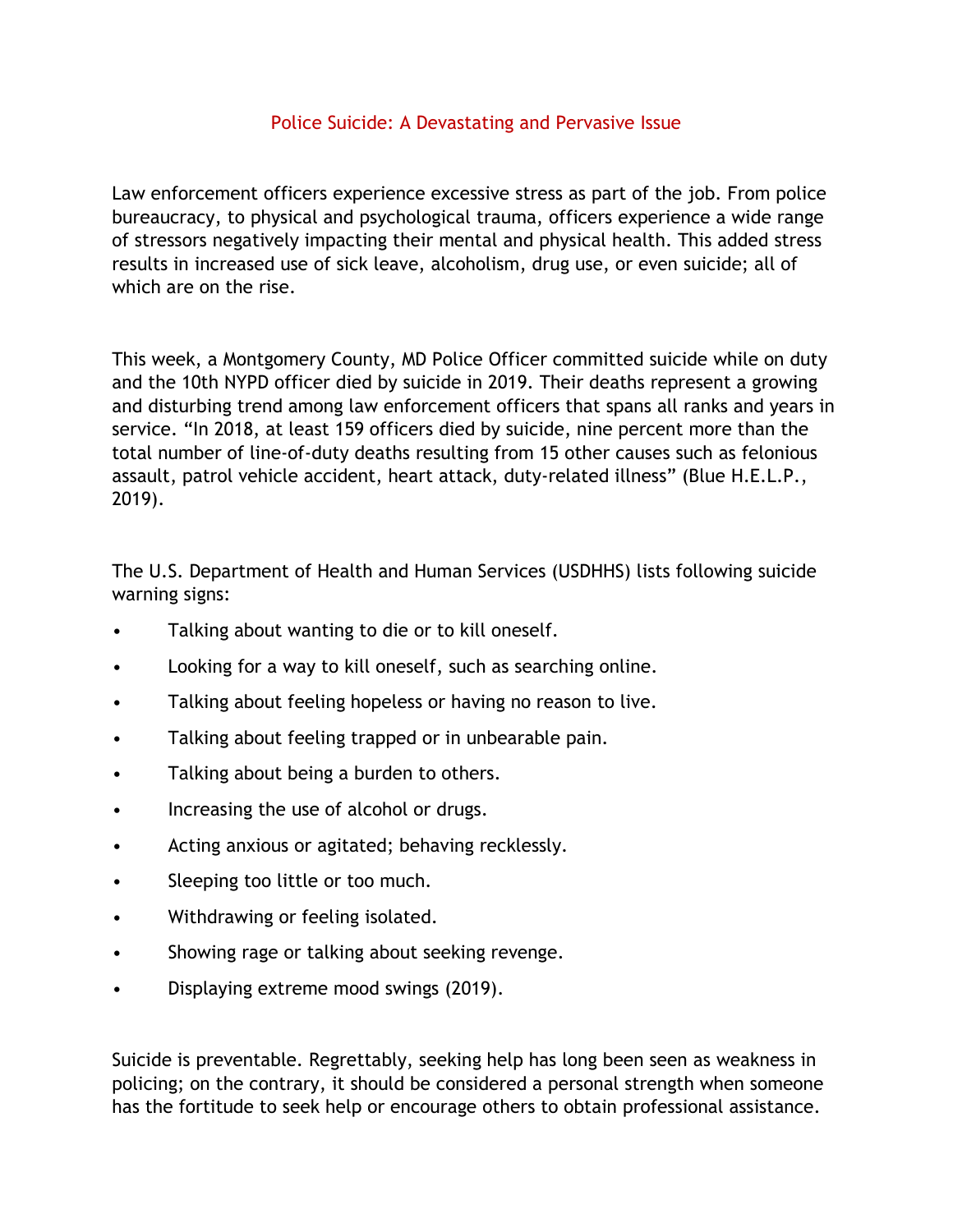# Police Suicide: A Devastating and Pervasive Issue

Law enforcement officers experience excessive stress as part of the job. From police bureaucracy, to physical and psychological trauma, officers experience a wide range of stressors negatively impacting their mental and physical health. This added stress results in increased use of sick leave, alcoholism, drug use, or even suicide; all of which are on the rise.

This week, a Montgomery County, MD Police Officer committed suicide while on duty and the 10th NYPD officer died by suicide in 2019. Their deaths represent a growing and disturbing trend among law enforcement officers that spans all ranks and years in service. "In 2018, at least 159 officers died by suicide, nine percent more than the total number of line-of-duty deaths resulting from 15 other causes such as felonious assault, patrol vehicle accident, heart attack, duty-related illness" (Blue H.E.L.P., 2019).

The U.S. Department of Health and Human Services (USDHHS) lists following suicide warning signs:

- Talking about wanting to die or to kill oneself.
- Looking for a way to kill oneself, such as searching online.
- Talking about feeling hopeless or having no reason to live.
- Talking about feeling trapped or in unbearable pain.
- Talking about being a burden to others.
- Increasing the use of alcohol or drugs.
- Acting anxious or agitated; behaving recklessly.
- Sleeping too little or too much.
- Withdrawing or feeling isolated.
- Showing rage or talking about seeking revenge.
- Displaying extreme mood swings (2019).

Suicide is preventable. Regrettably, seeking help has long been seen as weakness in policing; on the contrary, it should be considered a personal strength when someone has the fortitude to seek help or encourage others to obtain professional assistance.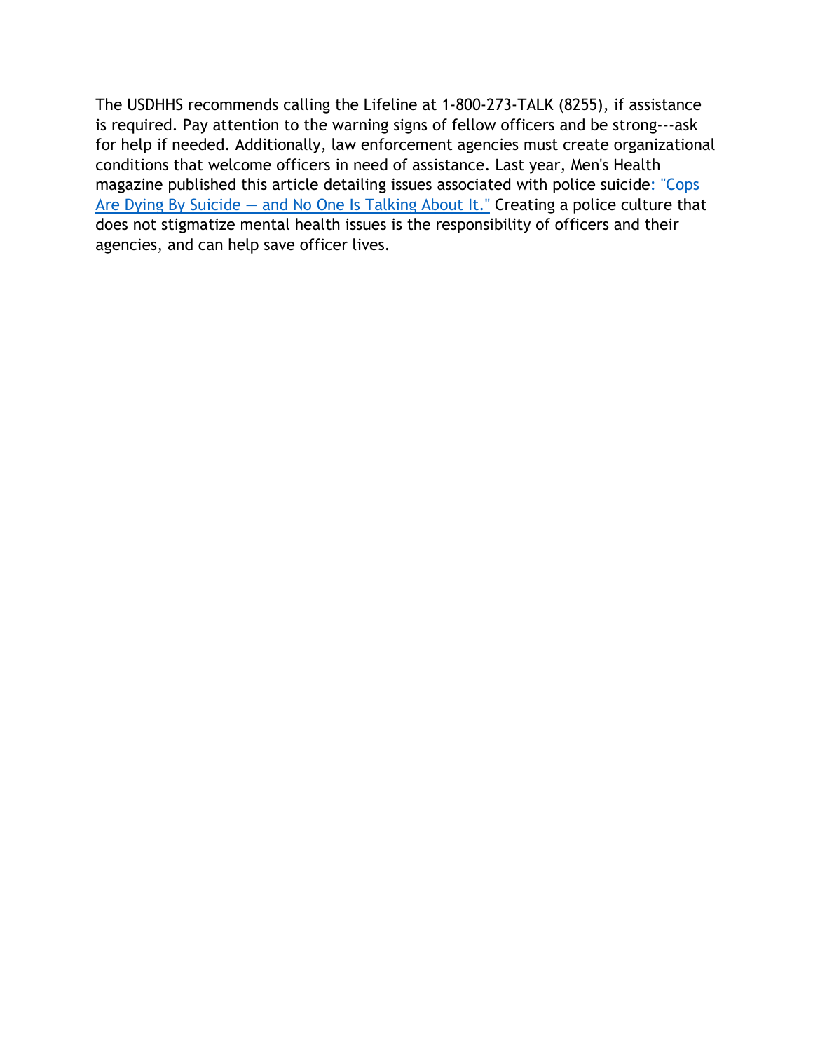The USDHHS recommends calling the Lifeline at 1-800-273-TALK (8255), if assistance is required. Pay attention to the warning signs of fellow officers and be strong---ask for help if needed. Additionally, law enforcement agencies must create organizational conditions that welcome officers in need of assistance. Last year, Men's Health magazine published this article detailing issues associated with police suicide: "Cops Are Dying By Suicide — and No One Is Talking About It." Creating a police culture that does not stigmatize mental health issues is the responsibility of officers and their agencies, and can help save officer lives.